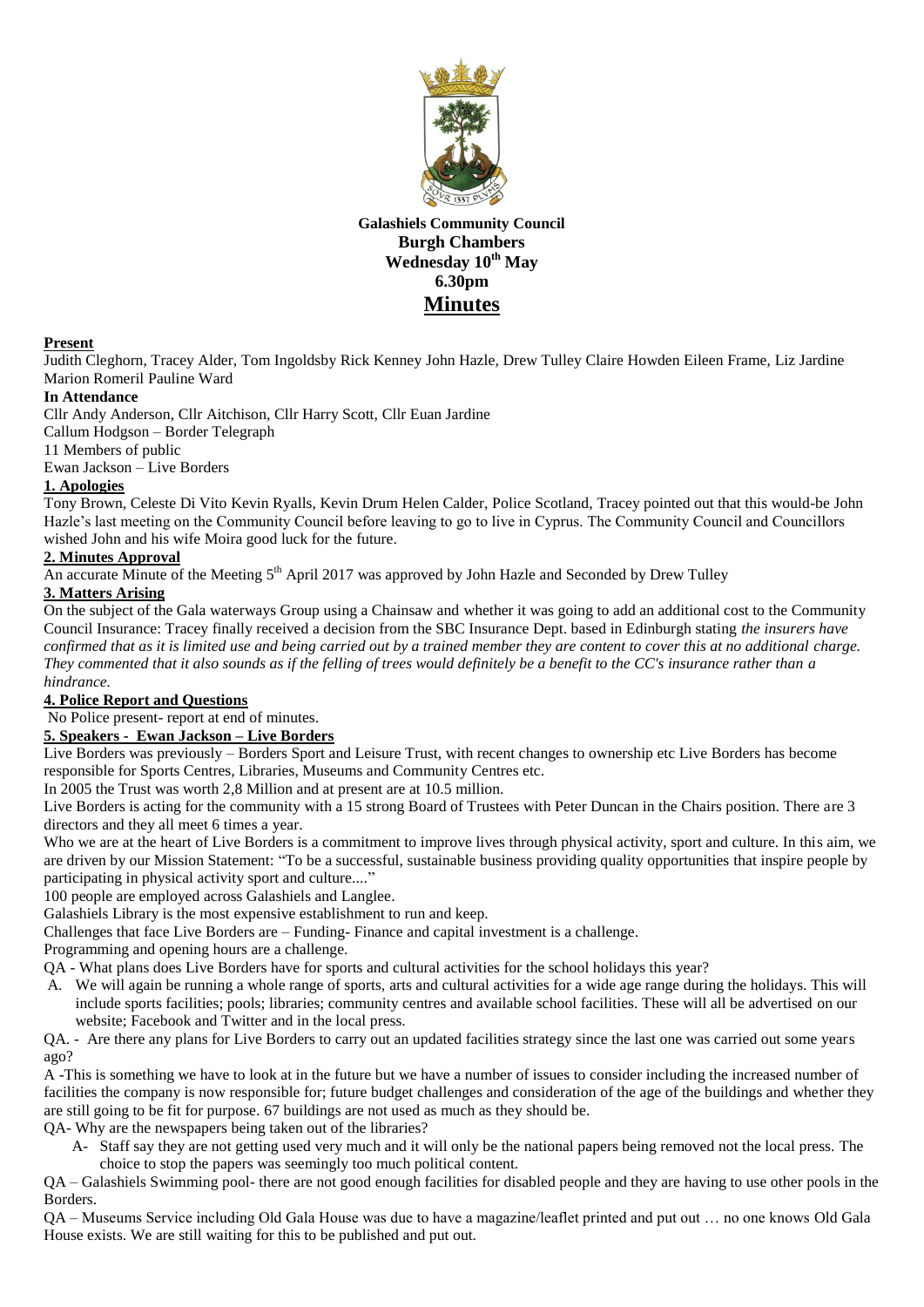**Galashiels Community Council**
**Burgh Chambers**
**Wednesday 10th May**
**6.30pm**

# Minutes

**Present**

Judith Cleghorn, Tracey Alder, Tom Ingoldsby Rick Kenney John Hazle, Drew Tulley Claire Howden Eileen Frame, Liz Jardine Marion Romeril Pauline Ward

**In Attendance**

Cllr Andy Anderson, Cllr Aitchison, Cllr Harry Scott, Cllr Euan Jardine
Callum Hodgson – Border Telegraph
11 Members of public
Ewan Jackson – Live Borders

**1. Apologies**

Tony Brown, Celeste Di Vito Kevin Ryalls, Kevin Drum Helen Calder, Police Scotland, Tracey pointed out that this would-be John Hazle's last meeting on the Community Council before leaving to go to live in Cyprus. The Community Council and Councillors wished John and his wife Moira good luck for the future.

**2. Minutes Approval**

An accurate Minute of the Meeting 5th April 2017 was approved by John Hazle and Seconded by Drew Tulley

**3. Matters Arising**

On the subject of the Gala waterways Group using a Chainsaw and whether it was going to add an additional cost to the Community Council Insurance: Tracey finally received a decision from the SBC Insurance Dept. based in Edinburgh stating *the insurers have confirmed that as it is limited use and being carried out by a trained member they are content to cover this at no additional charge. They commented that it also sounds as if the felling of trees would definitely be a benefit to the CC's insurance rather than a hindrance.*

**4. Police Report and Questions**

No Police present- report at end of minutes.

**5. Speakers - Ewan Jackson – Live Borders**

Live Borders was previously – Borders Sport and Leisure Trust, with recent changes to ownership etc Live Borders has become responsible for Sports Centres, Libraries, Museums and Community Centres etc.

In 2005 the Trust was worth 2,8 Million and at present are at 10.5 million.

Live Borders is acting for the community with a 15 strong Board of Trustees with Peter Duncan in the Chairs position. There are 3 directors and they all meet 6 times a year.

Who we are at the heart of Live Borders is a commitment to improve lives through physical activity, sport and culture. In this aim, we are driven by our Mission Statement: "To be a successful, sustainable business providing quality opportunities that inspire people by participating in physical activity sport and culture...."

100 people are employed across Galashiels and Langlee.

Galashiels Library is the most expensive establishment to run and keep.

Challenges that face Live Borders are – Funding- Finance and capital investment is a challenge.

Programming and opening hours are a challenge.

QA - What plans does Live Borders have for sports and cultural activities for the school holidays this year?

A. We will again be running a whole range of sports, arts and cultural activities for a wide age range during the holidays. This will include sports facilities; pools; libraries; community centres and available school facilities. These will all be advertised on our website; Facebook and Twitter and in the local press.

QA. - Are there any plans for Live Borders to carry out an updated facilities strategy since the last one was carried out some years ago?

A -This is something we have to look at in the future but we have a number of issues to consider including the increased number of facilities the company is now responsible for; future budget challenges and consideration of the age of the buildings and whether they are still going to be fit for purpose. 67 buildings are not used as much as they should be.

QA- Why are the newspapers being taken out of the libraries?

A- Staff say they are not getting used very much and it will only be the national papers being removed not the local press. The choice to stop the papers was seemingly too much political content.

QA – Galashiels Swimming pool- there are not good enough facilities for disabled people and they are having to use other pools in the Borders.

QA – Museums Service including Old Gala House was due to have a magazine/leaflet printed and put out … no one knows Old Gala House exists. We are still waiting for this to be published and put out.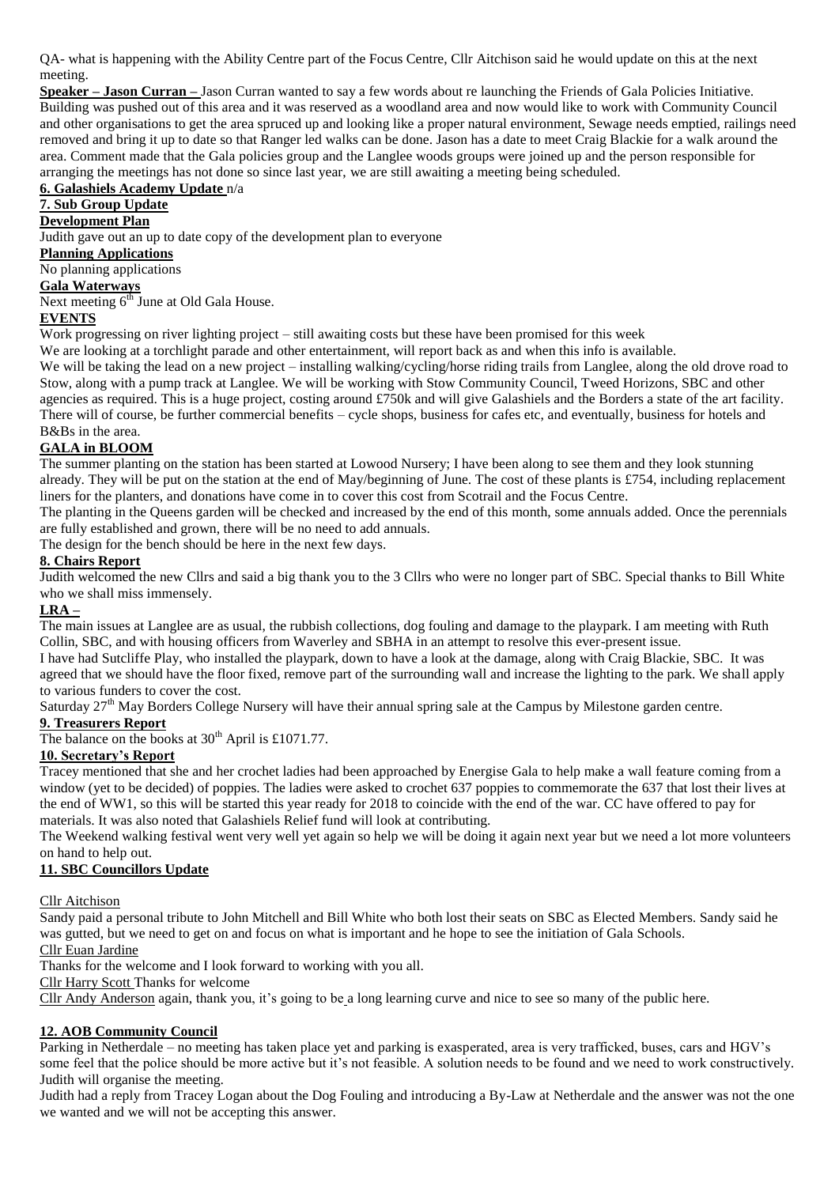QA- what is happening with the Ability Centre part of the Focus Centre, Cllr Aitchison said he would update on this at the next meeting.

**Speaker – Jason Curran –** Jason Curran wanted to say a few words about re launching the Friends of Gala Policies Initiative. Building was pushed out of this area and it was reserved as a woodland area and now would like to work with Community Council and other organisations to get the area spruced up and looking like a proper natural environment, Sewage needs emptied, railings need removed and bring it up to date so that Ranger led walks can be done. Jason has a date to meet Craig Blackie for a walk around the area. Comment made that the Gala policies group and the Langlee woods groups were joined up and the person responsible for arranging the meetings has not done so since last year, we are still awaiting a meeting being scheduled.

**6. Galashiels Academy Update** n/a

**7. Sub Group Update**

**Development Plan**

Judith gave out an up to date copy of the development plan to everyone

**Planning Applications**

No planning applications

**Gala Waterways**

Next meeting 6th June at Old Gala House.

**EVENTS**

Work progressing on river lighting project – still awaiting costs but these have been promised for this week

We are looking at a torchlight parade and other entertainment, will report back as and when this info is available.

We will be taking the lead on a new project – installing walking/cycling/horse riding trails from Langlee, along the old drove road to Stow, along with a pump track at Langlee. We will be working with Stow Community Council, Tweed Horizons, SBC and other agencies as required. This is a huge project, costing around £750k and will give Galashiels and the Borders a state of the art facility. There will of course, be further commercial benefits – cycle shops, business for cafes etc, and eventually, business for hotels and B&Bs in the area.

**GALA in BLOOM**

The summer planting on the station has been started at Lowood Nursery; I have been along to see them and they look stunning already. They will be put on the station at the end of May/beginning of June. The cost of these plants is £754, including replacement liners for the planters, and donations have come in to cover this cost from Scotrail and the Focus Centre.

The planting in the Queens garden will be checked and increased by the end of this month, some annuals added. Once the perennials are fully established and grown, there will be no need to add annuals.

The design for the bench should be here in the next few days.

**8. Chairs Report**

Judith welcomed the new Cllrs and said a big thank you to the 3 Cllrs who were no longer part of SBC. Special thanks to Bill White who we shall miss immensely.

**LRA –**

The main issues at Langlee are as usual, the rubbish collections, dog fouling and damage to the playpark. I am meeting with Ruth Collin, SBC, and with housing officers from Waverley and SBHA in an attempt to resolve this ever-present issue.

I have had Sutcliffe Play, who installed the playpark, down to have a look at the damage, along with Craig Blackie, SBC. It was agreed that we should have the floor fixed, remove part of the surrounding wall and increase the lighting to the park. We shall apply to various funders to cover the cost.

Saturday 27th May Borders College Nursery will have their annual spring sale at the Campus by Milestone garden centre.

**9. Treasurers Report**

The balance on the books at 30th April is £1071.77.

**10. Secretary's Report**

Tracey mentioned that she and her crochet ladies had been approached by Energise Gala to help make a wall feature coming from a window (yet to be decided) of poppies. The ladies were asked to crochet 637 poppies to commemorate the 637 that lost their lives at the end of WW1, so this will be started this year ready for 2018 to coincide with the end of the war. CC have offered to pay for materials. It was also noted that Galashiels Relief fund will look at contributing.

The Weekend walking festival went very well yet again so help we will be doing it again next year but we need a lot more volunteers on hand to help out.

**11. SBC Councillors Update**

Cllr Aitchison

Sandy paid a personal tribute to John Mitchell and Bill White who both lost their seats on SBC as Elected Members. Sandy said he was gutted, but we need to get on and focus on what is important and he hope to see the initiation of Gala Schools.

Cllr Euan Jardine

Thanks for the welcome and I look forward to working with you all.

Cllr Harry Scott Thanks for welcome

Cllr Andy Anderson again, thank you, it's going to be a long learning curve and nice to see so many of the public here.

**12. AOB Community Council**

Parking in Netherdale – no meeting has taken place yet and parking is exasperated, area is very trafficked, buses, cars and HGV's some feel that the police should be more active but it's not feasible. A solution needs to be found and we need to work constructively. Judith will organise the meeting.

Judith had a reply from Tracey Logan about the Dog Fouling and introducing a By-Law at Netherdale and the answer was not the one we wanted and we will not be accepting this answer.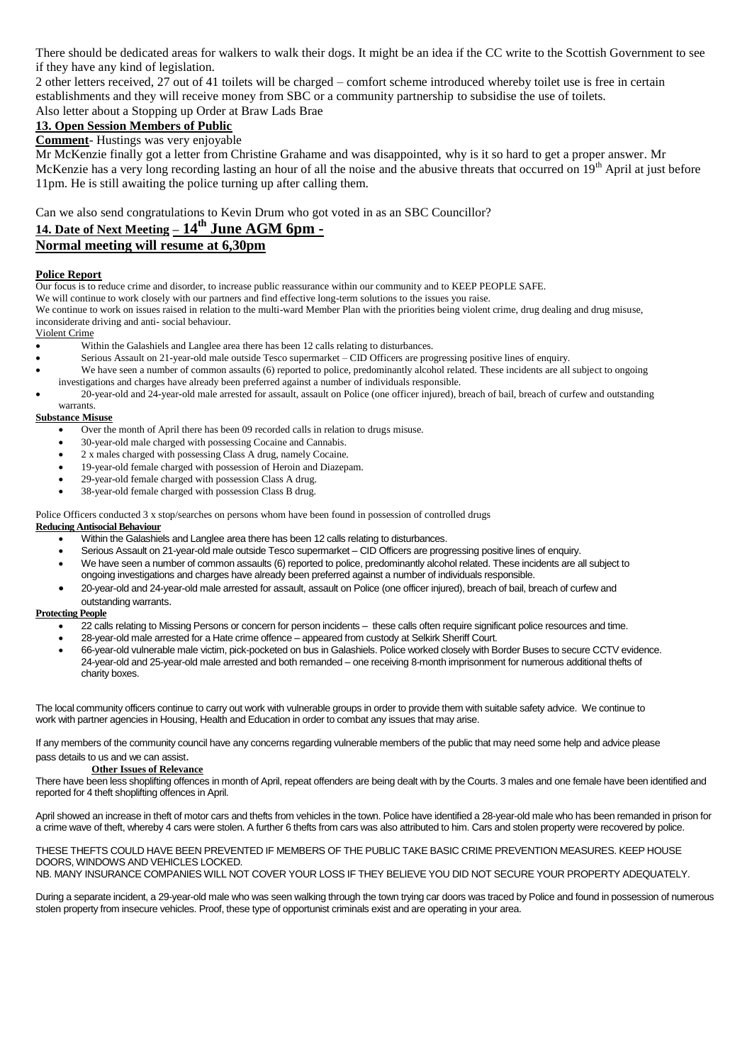There should be dedicated areas for walkers to walk their dogs. It might be an idea if the CC write to the Scottish Government to see if they have any kind of legislation.

2 other letters received, 27 out of 41 toilets will be charged – comfort scheme introduced whereby toilet use is free in certain establishments and they will receive money from SBC or a community partnership to subsidise the use of toilets.

Also letter about a Stopping up Order at Braw Lads Brae

**13. Open Session Members of Public**

**Comment**- Hustings was very enjoyable

Mr McKenzie finally got a letter from Christine Grahame and was disappointed, why is it so hard to get a proper answer. Mr McKenzie has a very long recording lasting an hour of all the noise and the abusive threats that occurred on 19th April at just before 11pm. He is still awaiting the police turning up after calling them.

Can we also send congratulations to Kevin Drum who got voted in as an SBC Councillor?

**14. Date of Next Meeting – 14th June AGM 6pm -**
**Normal meeting will resume at 6,30pm**

**Police Report**

Our focus is to reduce crime and disorder, to increase public reassurance within our community and to KEEP PEOPLE SAFE.

We will continue to work closely with our partners and find effective long-term solutions to the issues you raise.

We continue to work on issues raised in relation to the multi-ward Member Plan with the priorities being violent crime, drug dealing and drug misuse, inconsiderate driving and anti- social behaviour.

Violent Crime

- Within the Galashiels and Langlee area there has been 12 calls relating to disturbances.
- Serious Assault on 21-year-old male outside Tesco supermarket – CID Officers are progressing positive lines of enquiry.
- We have seen a number of common assaults (6) reported to police, predominantly alcohol related. These incidents are all subject to ongoing investigations and charges have already been preferred against a number of individuals responsible.
- 20-year-old and 24-year-old male arrested for assault, assault on Police (one officer injured), breach of bail, breach of curfew and outstanding warrants.

**Substance Misuse**

- Over the month of April there has been 09 recorded calls in relation to drugs misuse.
- 30-year-old male charged with possessing Cocaine and Cannabis.
- 2 x males charged with possessing Class A drug, namely Cocaine.
- 19-year-old female charged with possession of Heroin and Diazepam.
- 29-year-old female charged with possession Class A drug.
- 38-year-old female charged with possession Class B drug.

Police Officers conducted 3 x stop/searches on persons whom have been found in possession of controlled drugs

**Reducing Antisocial Behaviour**

- Within the Galashiels and Langlee area there has been 12 calls relating to disturbances.
- Serious Assault on 21-year-old male outside Tesco supermarket – CID Officers are progressing positive lines of enquiry.
- We have seen a number of common assaults (6) reported to police, predominantly alcohol related. These incidents are all subject to ongoing investigations and charges have already been preferred against a number of individuals responsible.
- 20-year-old and 24-year-old male arrested for assault, assault on Police (one officer injured), breach of bail, breach of curfew and outstanding warrants.

**Protecting People**

- 22 calls relating to Missing Persons or concern for person incidents – these calls often require significant police resources and time.
- 28-year-old male arrested for a Hate crime offence – appeared from custody at Selkirk Sheriff Court.
- 66-year-old vulnerable male victim, pick-pocketed on bus in Galashiels. Police worked closely with Border Buses to secure CCTV evidence. 24-year-old and 25-year-old male arrested and both remanded – one receiving 8-month imprisonment for numerous additional thefts of charity boxes.

The local community officers continue to carry out work with vulnerable groups in order to provide them with suitable safety advice. We continue to work with partner agencies in Housing, Health and Education in order to combat any issues that may arise.

If any members of the community council have any concerns regarding vulnerable members of the public that may need some help and advice please pass details to us and we can assist.

**Other Issues of Relevance**

There have been less shoplifting offences in month of April, repeat offenders are being dealt with by the Courts. 3 males and one female have been identified and reported for 4 theft shoplifting offences in April.

April showed an increase in theft of motor cars and thefts from vehicles in the town. Police have identified a 28-year-old male who has been remanded in prison for a crime wave of theft, whereby 4 cars were stolen. A further 6 thefts from cars was also attributed to him. Cars and stolen property were recovered by police.

THESE THEFTS COULD HAVE BEEN PREVENTED IF MEMBERS OF THE PUBLIC TAKE BASIC CRIME PREVENTION MEASURES. KEEP HOUSE DOORS, WINDOWS AND VEHICLES LOCKED.

NB. MANY INSURANCE COMPANIES WILL NOT COVER YOUR LOSS IF THEY BELIEVE YOU DID NOT SECURE YOUR PROPERTY ADEQUATELY.

During a separate incident, a 29-year-old male who was seen walking through the town trying car doors was traced by Police and found in possession of numerous stolen property from insecure vehicles. Proof, these type of opportunist criminals exist and are operating in your area.